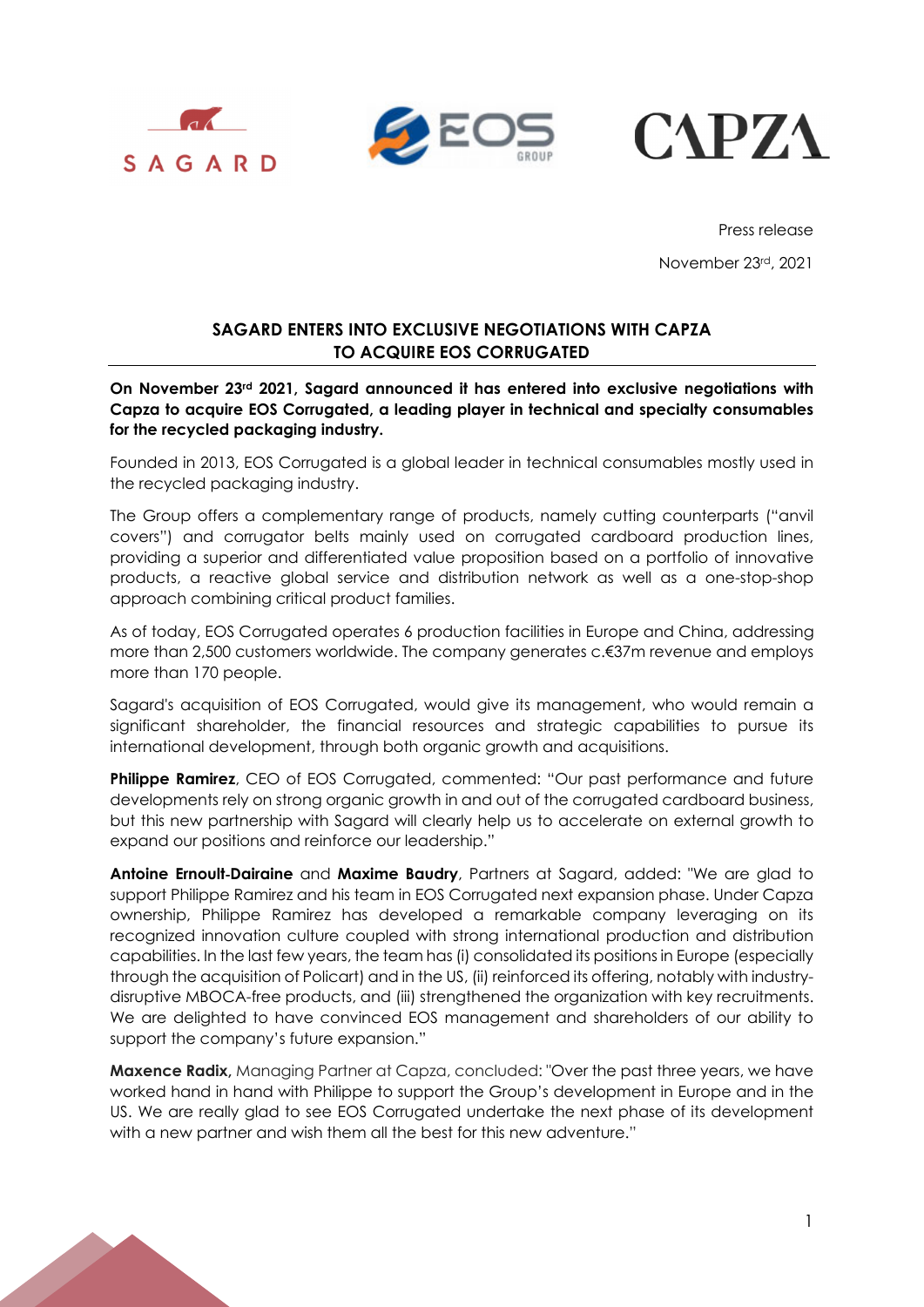Press release

November 23rd, 2021

## SAGARD ENTERS INTO EXCLUSIVE NEGOTIATIONS WITH CAPZA TO ACQUIRE EOS CORRUGATED

**On November 23rd 2021, Sagard announced it has entered into exclusive negotiations with Capza to acquire EOS Corrugated, a leading player in technical and specialty consumables for the recycled packaging industry.**

Founded in 2013, EOS Corrugated is a global leader in technical consumables mostly used in the recycled packaging industry.

The Group offers a complementary range of products, namely cutting counterparts ("anvil covers") and corrugator belts mainly used on corrugated cardboard production lines, providing a superior and differentiated value proposition based on a portfolio of innovative products, a reactive global service and distribution network as well as a one-stop-shop approach combining critical product families.

As of today, EOS Corrugated operates 6 production facilities in Europe and China, addressing more than 2,500 customers worldwide. The company generates c.€37m revenue and employs more than 170 people.

Sagard's acquisition of EOS Corrugated, would give its management, who would remain a significant shareholder, the financial resources and strategic capabilities to pursue its international development, through both organic growth and acquisitions.

**Philippe Ramirez**, CEO of EOS Corrugated, commented: "Our past performance and future developments rely on strong organic growth in and out of the corrugated cardboard business, but this new partnership with Sagard will clearly help us to accelerate on external growth to expand our positions and reinforce our leadership."

**Antoine Ernoult-Dairaine** and **Maxime Baudry**, Partners at Sagard, added: "We are glad to support Philippe Ramirez and his team in EOS Corrugated next expansion phase. Under Capza ownership, Philippe Ramirez has developed a remarkable company leveraging on its recognized innovation culture coupled with strong international production and distribution capabilities. In the last few years, the team has (i) consolidated its positions in Europe (especially through the acquisition of Policart) and in the US, (ii) reinforced its offering, notably with industry-disruptive MBOCA-free products, and (iii) strengthened the organization with key recruitments. We are delighted to have convinced EOS management and shareholders of our ability to support the company's future expansion."

**Maxence Radix,** Managing Partner at Capza, concluded: "Over the past three years, we have worked hand in hand with Philippe to support the Group's development in Europe and in the US. We are really glad to see EOS Corrugated undertake the next phase of its development with a new partner and wish them all the best for this new adventure."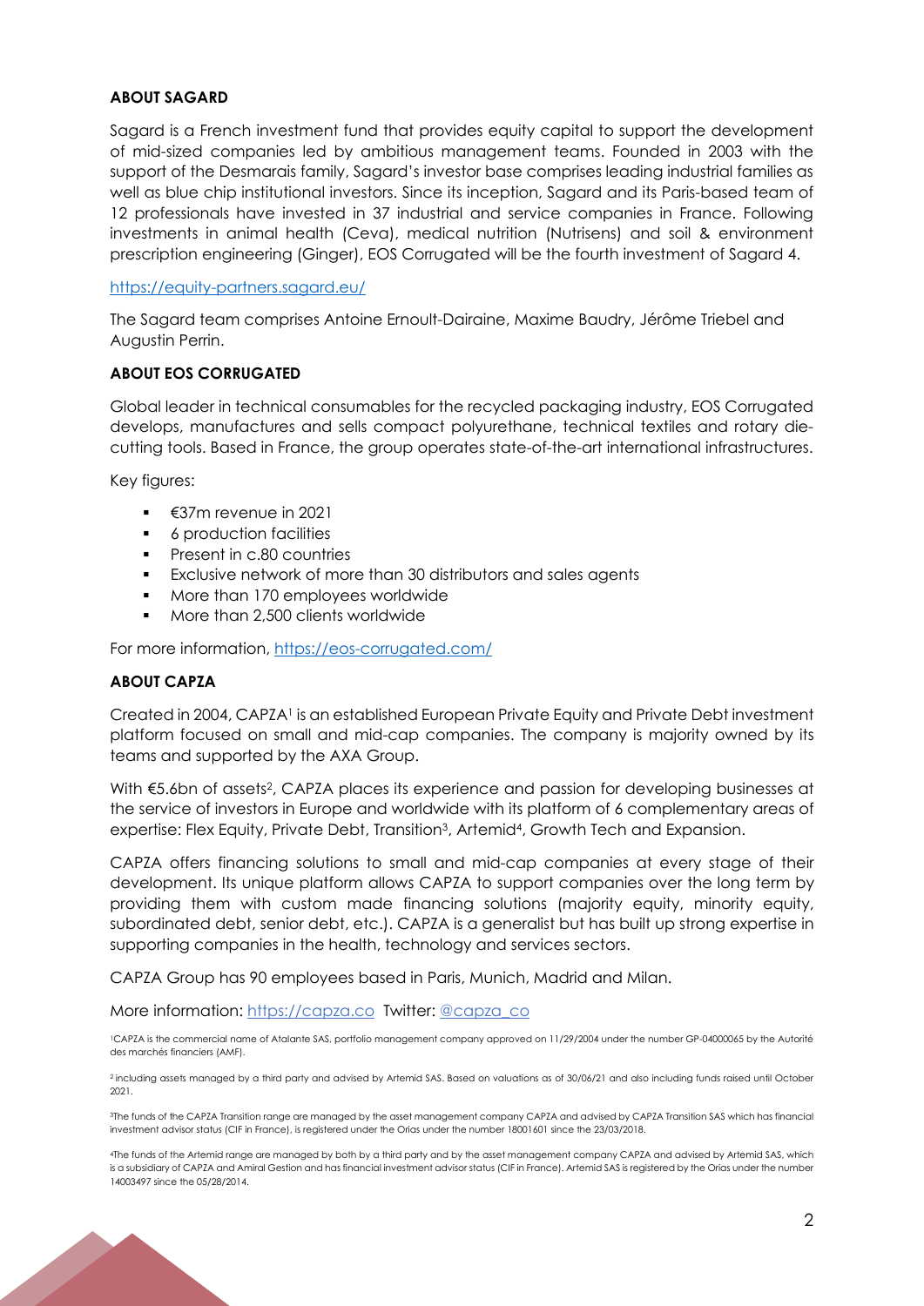**ABOUT SAGARD**

Sagard is a French investment fund that provides equity capital to support the development of mid-sized companies led by ambitious management teams. Founded in 2003 with the support of the Desmarais family, Sagard's investor base comprises leading industrial families as well as blue chip institutional investors. Since its inception, Sagard and its Paris-based team of 12 professionals have invested in 37 industrial and service companies in France. Following investments in animal health (Ceva), medical nutrition (Nutrisens) and soil & environment prescription engineering (Ginger), EOS Corrugated will be the fourth investment of Sagard 4.

https://equity-partners.sagard.eu/

The Sagard team comprises Antoine Ernoult-Dairaine, Maxime Baudry, Jérôme Triebel and Augustin Perrin.

**ABOUT EOS CORRUGATED**

Global leader in technical consumables for the recycled packaging industry, EOS Corrugated develops, manufactures and sells compact polyurethane, technical textiles and rotary die-cutting tools. Based in France, the group operates state-of-the-art international infrastructures.

Key figures:

- €37m revenue in 2021
- 6 production facilities
- Present in c.80 countries
- Exclusive network of more than 30 distributors and sales agents
- More than 170 employees worldwide
- More than 2,500 clients worldwide

For more information, https://eos-corrugated.com/

**ABOUT CAPZA**

Created in 2004, CAPZA[1] is an established European Private Equity and Private Debt investment platform focused on small and mid-cap companies. The company is majority owned by its teams and supported by the AXA Group.

With €5.6bn of assets[2], CAPZA places its experience and passion for developing businesses at the service of investors in Europe and worldwide with its platform of 6 complementary areas of expertise: Flex Equity, Private Debt, Transition[3], Artemid[4], Growth Tech and Expansion.

CAPZA offers financing solutions to small and mid-cap companies at every stage of their development. Its unique platform allows CAPZA to support companies over the long term by providing them with custom made financing solutions (majority equity, minority equity, subordinated debt, senior debt, etc.). CAPZA is a generalist but has built up strong expertise in supporting companies in the health, technology and services sectors.

CAPZA Group has 90 employees based in Paris, Munich, Madrid and Milan.

More information: https://capza.co Twitter: @capza_co

[1]CAPZA is the commercial name of Atalante SAS, portfolio management company approved on 11/29/2004 under the number GP-04000065 by the Autorité des marchés financiers (AMF).

[2] including assets managed by a third party and advised by Artemid SAS. Based on valuations as of 30/06/21 and also including funds raised until October 2021.

[3]The funds of the CAPZA Transition range are managed by the asset management company CAPZA and advised by CAPZA Transition SAS which has financial investment advisor status (CIF in France), is registered under the Orias under the number 18001601 since the 23/03/2018.

[4]The funds of the Artemid range are managed by both by a third party and by the asset management company CAPZA and advised by Artemid SAS, which is a subsidiary of CAPZA and Amiral Gestion and has financial investment advisor status (CIF in France). Artemid SAS is registered by the Orias under the number 14003497 since the 05/28/2014.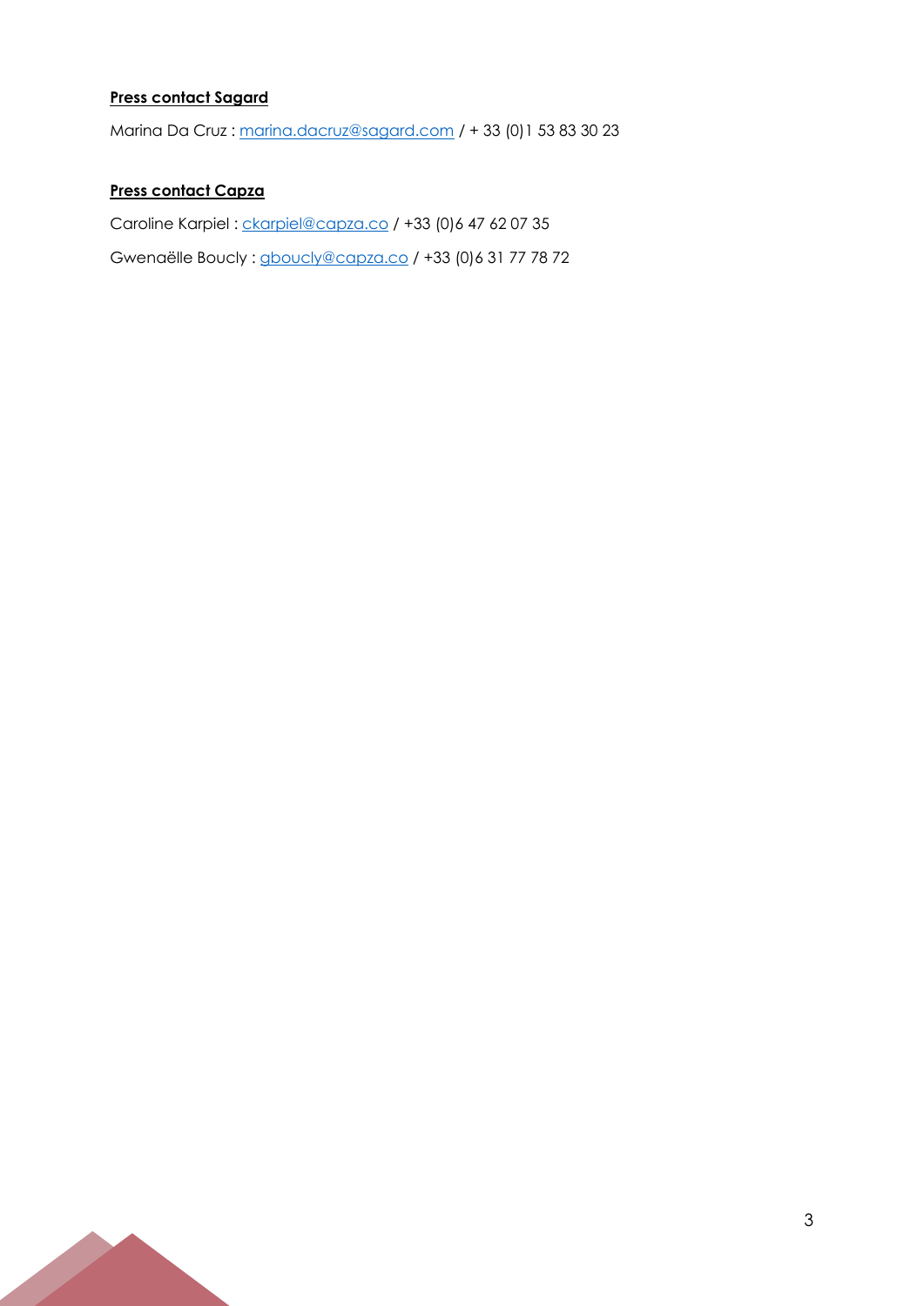**Press contact Sagard**

Marina Da Cruz : marina.dacruz@sagard.com / + 33 (0)1 53 83 30 23

**Press contact Capza**

Caroline Karpiel : ckarpiel@capza.co / +33 (0)6 47 62 07 35

Gwenaëlle Boucly : gboucly@capza.co / +33 (0)6 31 77 78 72